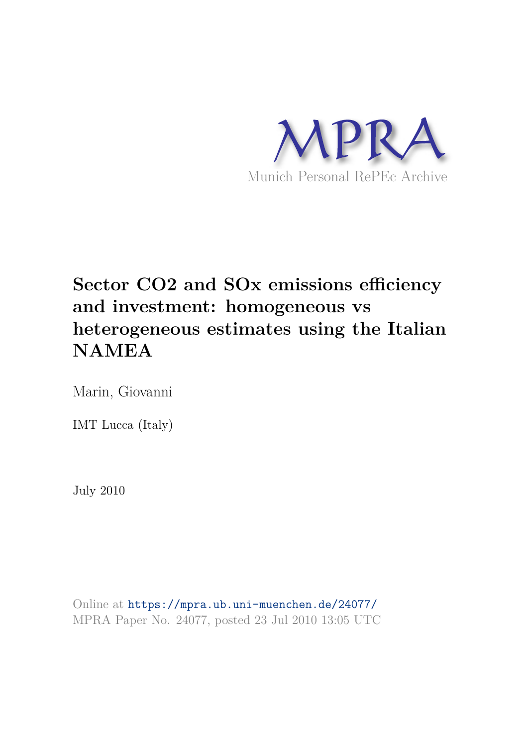MPRA

Munich Personal RePEc Archive

# Sector CO2 and SOx emissions efficiency and investment: homogeneous vs heterogeneous estimates using the Italian NAMEA

Marin, Giovanni

IMT Lucca (Italy)

July 2010

Online at https://mpra.ub.uni-muenchen.de/24077/
MPRA Paper No. 24077, posted 23 Jul 2010 13:05 UTC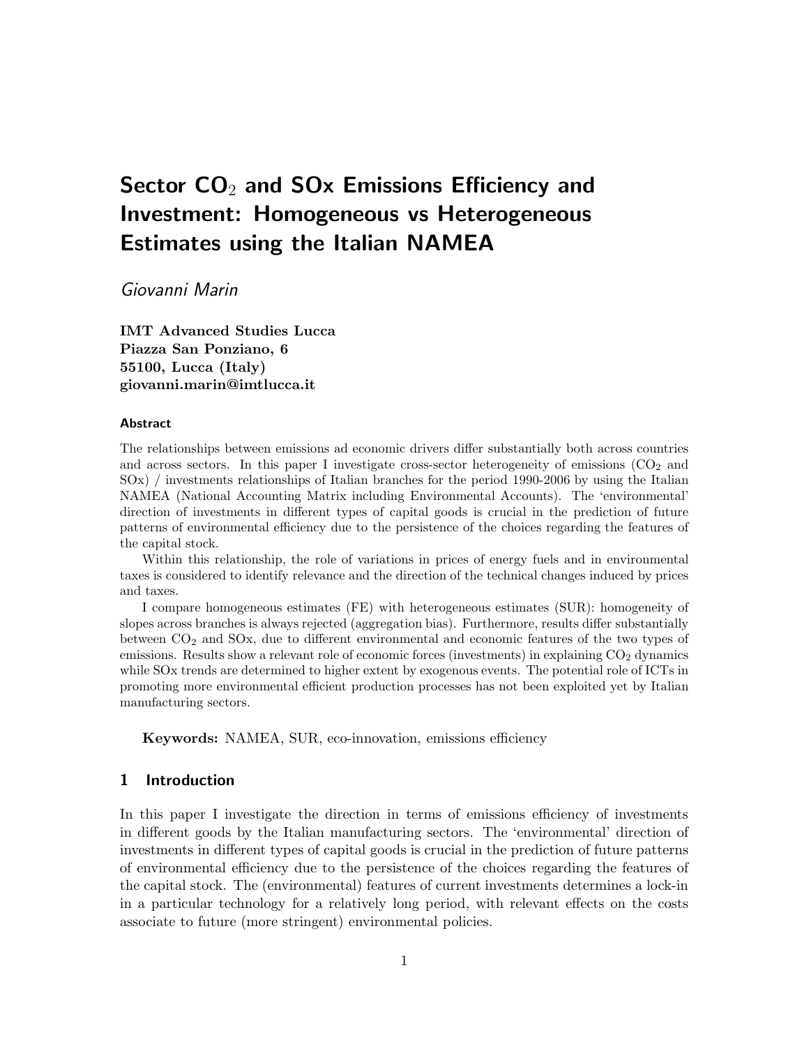# Sector $CO_2$ and SOx Emissions Efficiency and Investment: Homogeneous vs Heterogeneous Estimates using the Italian NAMEA

*Giovanni Marin*

**IMT Advanced Studies Lucca**
**Piazza San Ponziano, 6**
**55100, Lucca (Italy)**
**giovanni.marin@imtlucca.it**

#### Abstract

The relationships between emissions ad economic drivers differ substantially both across countries and across sectors. In this paper I investigate cross-sector heterogeneity of emissions ($CO_2$ and SOx) / investments relationships of Italian branches for the period 1990-2006 by using the Italian NAMEA (National Accounting Matrix including Environmental Accounts). The 'environmental' direction of investments in different types of capital goods is crucial in the prediction of future patterns of environmental efficiency due to the persistence of the choices regarding the features of the capital stock.

Within this relationship, the role of variations in prices of energy fuels and in environmental taxes is considered to identify relevance and the direction of the technical changes induced by prices and taxes.

I compare homogeneous estimates (FE) with heterogeneous estimates (SUR): homogeneity of slopes across branches is always rejected (aggregation bias). Furthermore, results differ substantially between $CO_2$ and SOx, due to different environmental and economic features of the two types of emissions. Results show a relevant role of economic forces (investments) in explaining $CO_2$ dynamics while SOx trends are determined to higher extent by exogenous events. The potential role of ICTs in promoting more environmental efficient production processes has not been exploited yet by Italian manufacturing sectors.

**Keywords:** NAMEA, SUR, eco-innovation, emissions efficiency

## 1 Introduction

In this paper I investigate the direction in terms of emissions efficiency of investments in different goods by the Italian manufacturing sectors. The 'environmental' direction of investments in different types of capital goods is crucial in the prediction of future patterns of environmental efficiency due to the persistence of the choices regarding the features of the capital stock. The (environmental) features of current investments determines a lock-in in a particular technology for a relatively long period, with relevant effects on the costs associate to future (more stringent) environmental policies.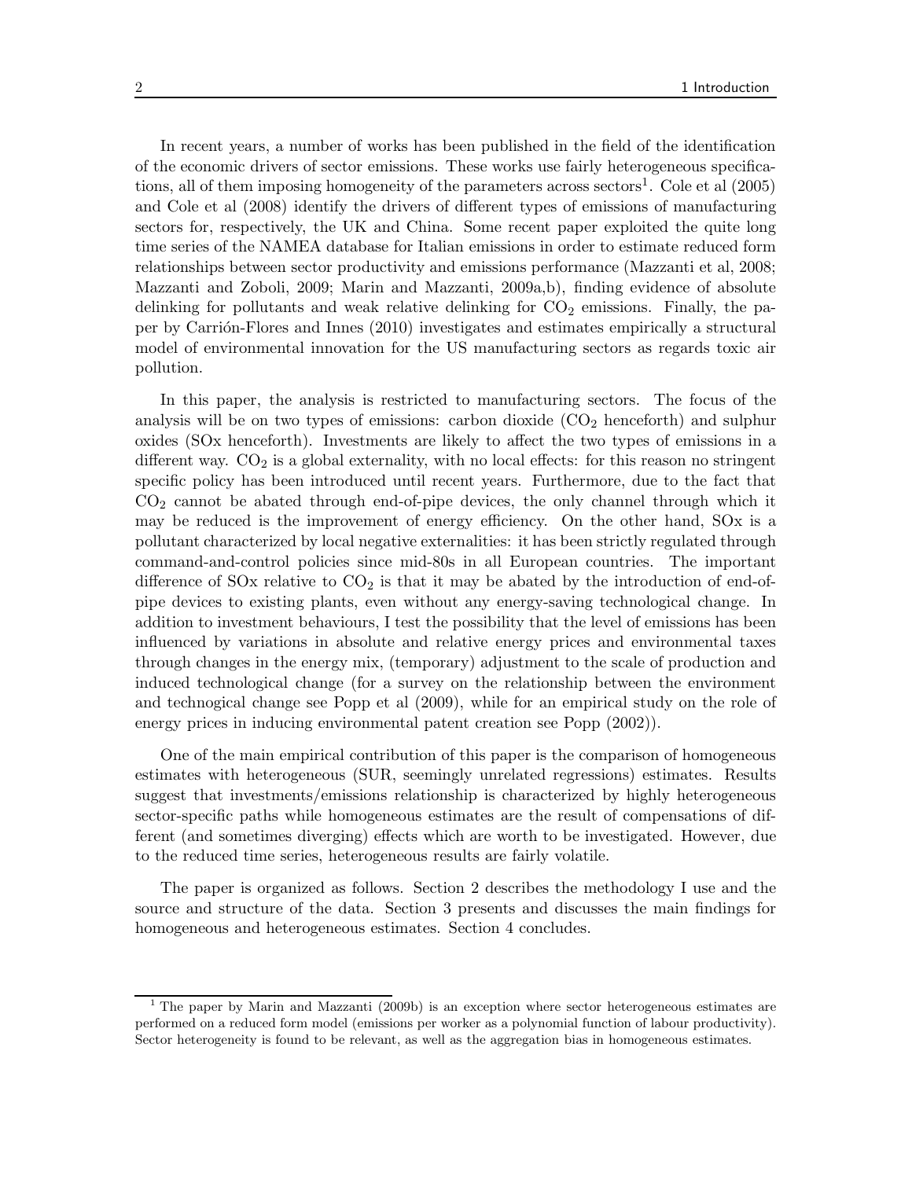In recent years, a number of works has been published in the field of the identification of the economic drivers of sector emissions. These works use fairly heterogeneous specifications, all of them imposing homogeneity of the parameters across sectors[1]. Cole et al (2005) and Cole et al (2008) identify the drivers of different types of emissions of manufacturing sectors for, respectively, the UK and China. Some recent paper exploited the quite long time series of the NAMEA database for Italian emissions in order to estimate reduced form relationships between sector productivity and emissions performance (Mazzanti et al, 2008; Mazzanti and Zoboli, 2009; Marin and Mazzanti, 2009a,b), finding evidence of absolute delinking for pollutants and weak relative delinking for $CO_2$ emissions. Finally, the paper by Carrión-Flores and Innes (2010) investigates and estimates empirically a structural model of environmental innovation for the US manufacturing sectors as regards toxic air pollution.

In this paper, the analysis is restricted to manufacturing sectors. The focus of the analysis will be on two types of emissions: carbon dioxide ($CO_2$ henceforth) and sulphur oxides (SOx henceforth). Investments are likely to affect the two types of emissions in a different way. $CO_2$ is a global externality, with no local effects: for this reason no stringent specific policy has been introduced until recent years. Furthermore, due to the fact that $CO_2$ cannot be abated through end-of-pipe devices, the only channel through which it may be reduced is the improvement of energy efficiency. On the other hand, SOx is a pollutant characterized by local negative externalities: it has been strictly regulated through command-and-control policies since mid-80s in all European countries. The important difference of SOx relative to $CO_2$ is that it may be abated by the introduction of end-of-pipe devices to existing plants, even without any energy-saving technological change. In addition to investment behaviours, I test the possibility that the level of emissions has been influenced by variations in absolute and relative energy prices and environmental taxes through changes in the energy mix, (temporary) adjustment to the scale of production and induced technological change (for a survey on the relationship between the environment and technogical change see Popp et al (2009), while for an empirical study on the role of energy prices in inducing environmental patent creation see Popp (2002)).

One of the main empirical contribution of this paper is the comparison of homogeneous estimates with heterogeneous (SUR, seemingly unrelated regressions) estimates. Results suggest that investments/emissions relationship is characterized by highly heterogeneous sector-specific paths while homogeneous estimates are the result of compensations of different (and sometimes diverging) effects which are worth to be investigated. However, due to the reduced time series, heterogeneous results are fairly volatile.

The paper is organized as follows. Section 2 describes the methodology I use and the source and structure of the data. Section 3 presents and discusses the main findings for homogeneous and heterogeneous estimates. Section 4 concludes.

---

[1] The paper by Marin and Mazzanti (2009b) is an exception where sector heterogeneous estimates are performed on a reduced form model (emissions per worker as a polynomial function of labour productivity). Sector heterogeneity is found to be relevant, as well as the aggregation bias in homogeneous estimates.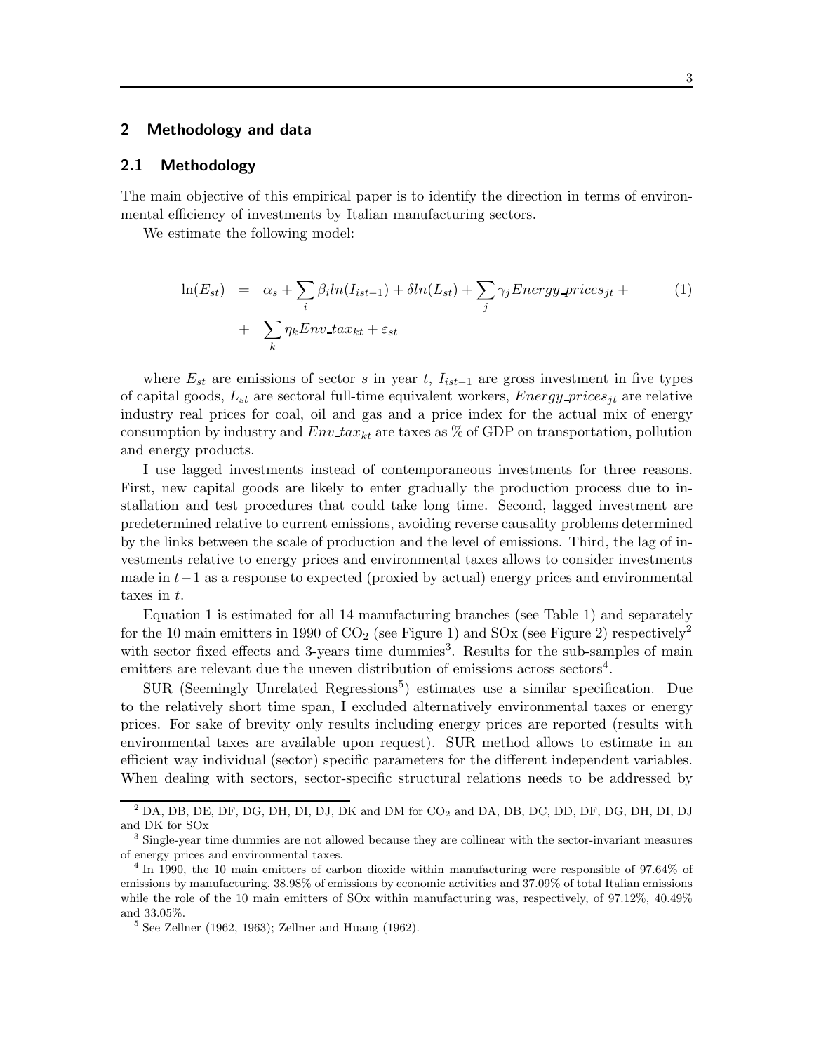## 2 Methodology and data

### 2.1 Methodology

The main objective of this empirical paper is to identify the direction in terms of environmental efficiency of investments by Italian manufacturing sectors.

We estimate the following model:

$$
\begin{aligned}
\ln(E_{st}) &= \alpha_s + \sum_i \beta_i ln(I_{ist-1}) + \delta ln(L_{st}) + \sum_j \gamma_j Energy\_prices_{jt} + \\
&+ \sum_k \eta_k Env\_tax_{kt} + \varepsilon_{st}
\end{aligned}
\qquad (1)
$$

where $E_{st}$ are emissions of sector $s$ in year $t$, $I_{ist-1}$ are gross investment in five types of capital goods, $L_{st}$ are sectoral full-time equivalent workers, $Energy\_prices_{jt}$ are relative industry real prices for coal, oil and gas and a price index for the actual mix of energy consumption by industry and $Env\_tax_{kt}$ are taxes as % of GDP on transportation, pollution and energy products.

I use lagged investments instead of contemporaneous investments for three reasons. First, new capital goods are likely to enter gradually the production process due to installation and test procedures that could take long time. Second, lagged investment are predetermined relative to current emissions, avoiding reverse causality problems determined by the links between the scale of production and the level of emissions. Third, the lag of investments relative to energy prices and environmental taxes allows to consider investments made in $t-1$ as a response to expected (proxied by actual) energy prices and environmental taxes in $t$.

Equation 1 is estimated for all 14 manufacturing branches (see Table 1) and separately for the 10 main emitters in 1990 of $CO_2$ (see Figure 1) and SOx (see Figure 2) respectively[2] with sector fixed effects and 3-years time dummies[3]. Results for the sub-samples of main emitters are relevant due the uneven distribution of emissions across sectors[4].

SUR (Seemingly Unrelated Regressions[5]) estimates use a similar specification. Due to the relatively short time span, I excluded alternatively environmental taxes or energy prices. For sake of brevity only results including energy prices are reported (results with environmental taxes are available upon request). SUR method allows to estimate in an efficient way individual (sector) specific parameters for the different independent variables. When dealing with sectors, sector-specific structural relations needs to be addressed by

[2] DA, DB, DE, DF, DG, DH, DI, DJ, DK and DM for $CO_2$ and DA, DB, DC, DD, DF, DG, DH, DI, DJ and DK for SOx

[3] Single-year time dummies are not allowed because they are collinear with the sector-invariant measures of energy prices and environmental taxes.

[4] In 1990, the 10 main emitters of carbon dioxide within manufacturing were responsible of 97.64% of emissions by manufacturing, 38.98% of emissions by economic activities and 37.09% of total Italian emissions while the role of the 10 main emitters of SOx within manufacturing was, respectively, of 97.12%, 40.49% and 33.05%.

[5] See Zellner (1962, 1963); Zellner and Huang (1962).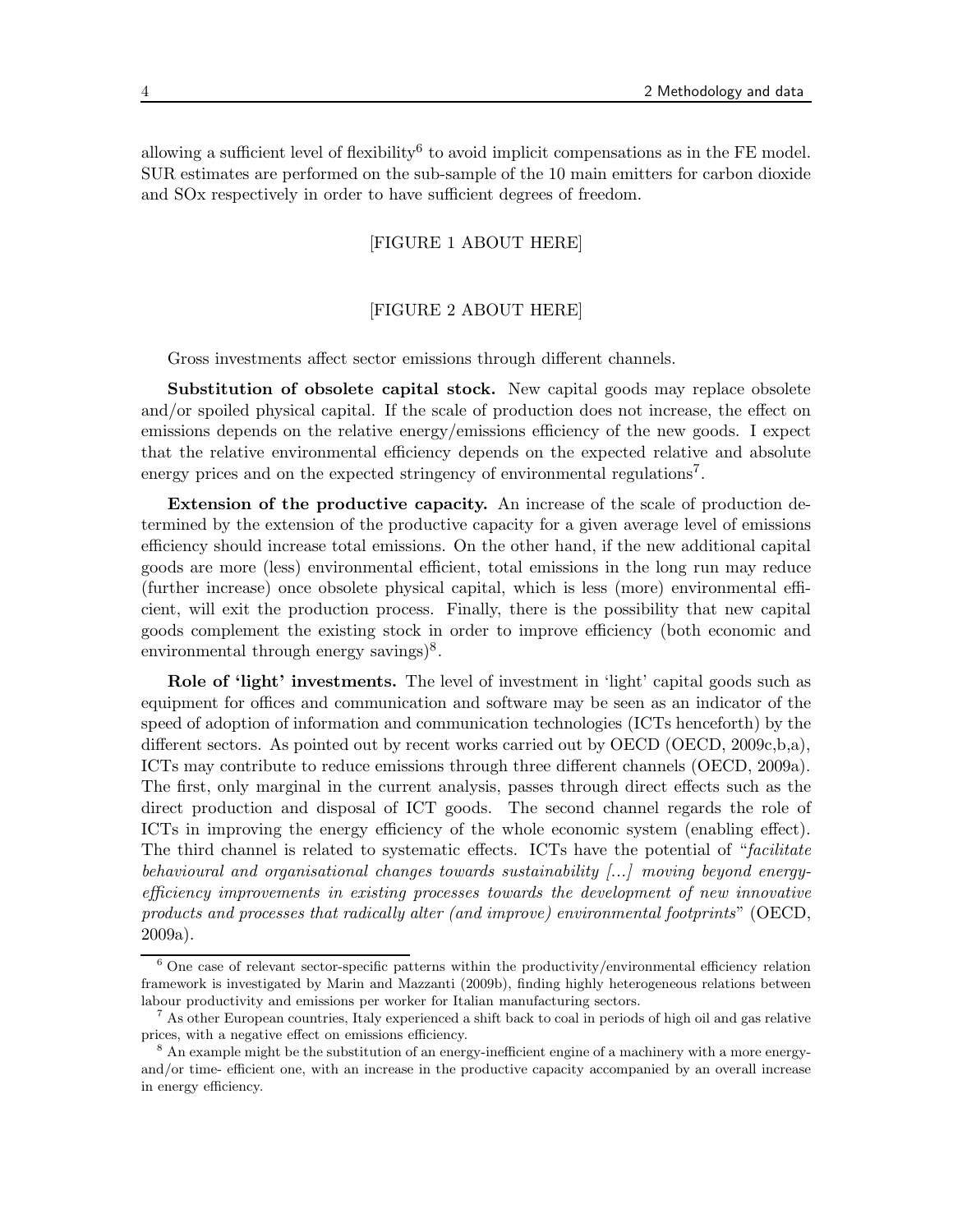allowing a sufficient level of flexibility[6] to avoid implicit compensations as in the FE model. SUR estimates are performed on the sub-sample of the 10 main emitters for carbon dioxide and SOx respectively in order to have sufficient degrees of freedom.

[FIGURE 1 ABOUT HERE]

[FIGURE 2 ABOUT HERE]

Gross investments affect sector emissions through different channels.

**Substitution of obsolete capital stock.** New capital goods may replace obsolete and/or spoiled physical capital. If the scale of production does not increase, the effect on emissions depends on the relative energy/emissions efficiency of the new goods. I expect that the relative environmental efficiency depends on the expected relative and absolute energy prices and on the expected stringency of environmental regulations[7].

**Extension of the productive capacity.** An increase of the scale of production determined by the extension of the productive capacity for a given average level of emissions efficiency should increase total emissions. On the other hand, if the new additional capital goods are more (less) environmental efficient, total emissions in the long run may reduce (further increase) once obsolete physical capital, which is less (more) environmental efficient, will exit the production process. Finally, there is the possibility that new capital goods complement the existing stock in order to improve efficiency (both economic and environmental through energy savings)[8].

**Role of 'light' investments.** The level of investment in 'light' capital goods such as equipment for offices and communication and software may be seen as an indicator of the speed of adoption of information and communication technologies (ICTs henceforth) by the different sectors. As pointed out by recent works carried out by OECD (OECD, 2009c,b,a), ICTs may contribute to reduce emissions through three different channels (OECD, 2009a). The first, only marginal in the current analysis, passes through direct effects such as the direct production and disposal of ICT goods. The second channel regards the role of ICTs in improving the energy efficiency of the whole economic system (enabling effect). The third channel is related to systematic effects. ICTs have the potential of "*facilitate behavioural and organisational changes towards sustainability [...] moving beyond energy-efficiency improvements in existing processes towards the development of new innovative products and processes that radically alter (and improve) environmental footprints*" (OECD, 2009a).

[6] One case of relevant sector-specific patterns within the productivity/environmental efficiency relation framework is investigated by Marin and Mazzanti (2009b), finding highly heterogeneous relations between labour productivity and emissions per worker for Italian manufacturing sectors.

[7] As other European countries, Italy experienced a shift back to coal in periods of high oil and gas relative prices, with a negative effect on emissions efficiency.

[8] An example might be the substitution of an energy-inefficient engine of a machinery with a more energy- and/or time- efficient one, with an increase in the productive capacity accompanied by an overall increase in energy efficiency.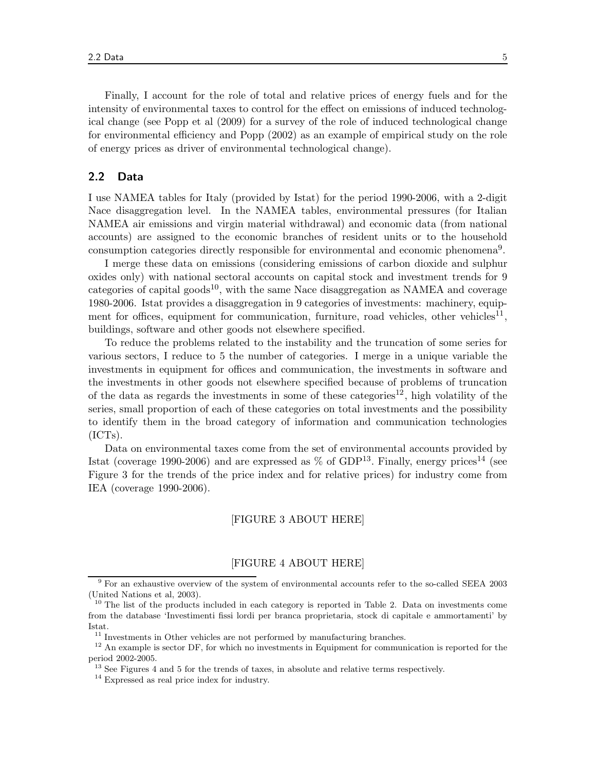Finally, I account for the role of total and relative prices of energy fuels and for the intensity of environmental taxes to control for the effect on emissions of induced technological change (see Popp et al (2009) for a survey of the role of induced technological change for environmental efficiency and Popp (2002) as an example of empirical study on the role of energy prices as driver of environmental technological change).

## 2.2 Data

I use NAMEA tables for Italy (provided by Istat) for the period 1990-2006, with a 2-digit Nace disaggregation level. In the NAMEA tables, environmental pressures (for Italian NAMEA air emissions and virgin material withdrawal) and economic data (from national accounts) are assigned to the economic branches of resident units or to the household consumption categories directly responsible for environmental and economic phenomena[9].

I merge these data on emissions (considering emissions of carbon dioxide and sulphur oxides only) with national sectoral accounts on capital stock and investment trends for 9 categories of capital goods[10], with the same Nace disaggregation as NAMEA and coverage 1980-2006. Istat provides a disaggregation in 9 categories of investments: machinery, equipment for offices, equipment for communication, furniture, road vehicles, other vehicles[11], buildings, software and other goods not elsewhere specified.

To reduce the problems related to the instability and the truncation of some series for various sectors, I reduce to 5 the number of categories. I merge in a unique variable the investments in equipment for offices and communication, the investments in software and the investments in other goods not elsewhere specified because of problems of truncation of the data as regards the investments in some of these categories[12], high volatility of the series, small proportion of each of these categories on total investments and the possibility to identify them in the broad category of information and communication technologies (ICTs).

Data on environmental taxes come from the set of environmental accounts provided by Istat (coverage 1990-2006) and are expressed as % of GDP[13]. Finally, energy prices[14] (see Figure 3 for the trends of the price index and for relative prices) for industry come from IEA (coverage 1990-2006).

[FIGURE 3 ABOUT HERE]

[FIGURE 4 ABOUT HERE]

---

[9] For an exhaustive overview of the system of environmental accounts refer to the so-called SEEA 2003 (United Nations et al, 2003).

[10] The list of the products included in each category is reported in Table 2. Data on investments come from the database 'Investimenti fissi lordi per branca proprietaria, stock di capitale e ammortamenti' by Istat.

[11] Investments in Other vehicles are not performed by manufacturing branches.

[12] An example is sector DF, for which no investments in Equipment for communication is reported for the period 2002-2005.

[13] See Figures 4 and 5 for the trends of taxes, in absolute and relative terms respectively.

[14] Expressed as real price index for industry.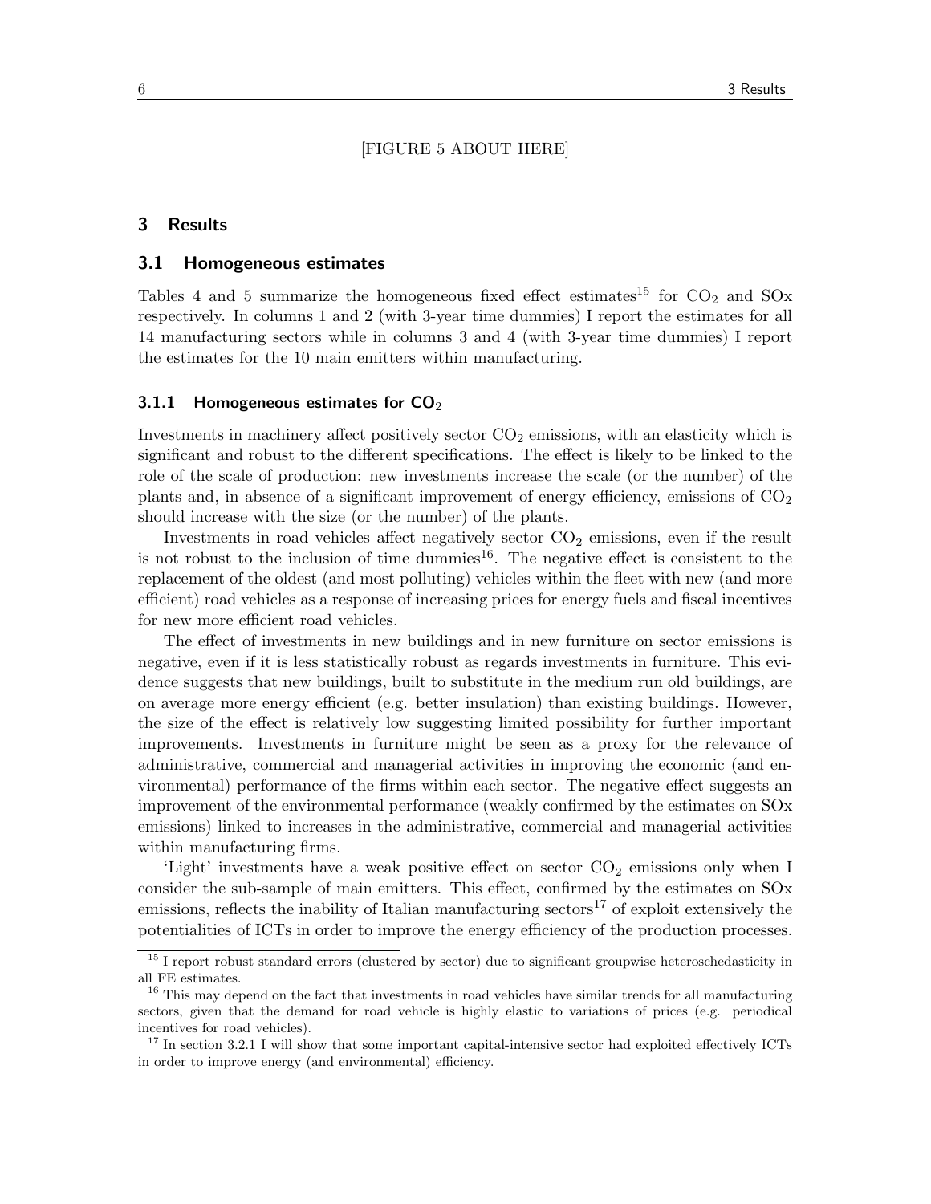[FIGURE 5 ABOUT HERE]

## 3 Results

### 3.1 Homogeneous estimates

Tables 4 and 5 summarize the homogeneous fixed effect estimates[15] for $CO_2$ and SOx respectively. In columns 1 and 2 (with 3-year time dummies) I report the estimates for all 14 manufacturing sectors while in columns 3 and 4 (with 3-year time dummies) I report the estimates for the 10 main emitters within manufacturing.

#### 3.1.1 Homogeneous estimates for $CO_2$

Investments in machinery affect positively sector $CO_2$ emissions, with an elasticity which is significant and robust to the different specifications. The effect is likely to be linked to the role of the scale of production: new investments increase the scale (or the number) of the plants and, in absence of a significant improvement of energy efficiency, emissions of $CO_2$ should increase with the size (or the number) of the plants.

Investments in road vehicles affect negatively sector $CO_2$ emissions, even if the result is not robust to the inclusion of time dummies[16]. The negative effect is consistent to the replacement of the oldest (and most polluting) vehicles within the fleet with new (and more efficient) road vehicles as a response of increasing prices for energy fuels and fiscal incentives for new more efficient road vehicles.

The effect of investments in new buildings and in new furniture on sector emissions is negative, even if it is less statistically robust as regards investments in furniture. This evidence suggests that new buildings, built to substitute in the medium run old buildings, are on average more energy efficient (e.g. better insulation) than existing buildings. However, the size of the effect is relatively low suggesting limited possibility for further important improvements. Investments in furniture might be seen as a proxy for the relevance of administrative, commercial and managerial activities in improving the economic (and environmental) performance of the firms within each sector. The negative effect suggests an improvement of the environmental performance (weakly confirmed by the estimates on SOx emissions) linked to increases in the administrative, commercial and managerial activities within manufacturing firms.

'Light' investments have a weak positive effect on sector $CO_2$ emissions only when I consider the sub-sample of main emitters. This effect, confirmed by the estimates on SOx emissions, reflects the inability of Italian manufacturing sectors[17] of exploit extensively the potentialities of ICTs in order to improve the energy efficiency of the production processes.

---

[15] I report robust standard errors (clustered by sector) due to significant groupwise heteroschedasticity in all FE estimates.

[16] This may depend on the fact that investments in road vehicles have similar trends for all manufacturing sectors, given that the demand for road vehicle is highly elastic to variations of prices (e.g. periodical incentives for road vehicles).

[17] In section 3.2.1 I will show that some important capital-intensive sector had exploited effectively ICTs in order to improve energy (and environmental) efficiency.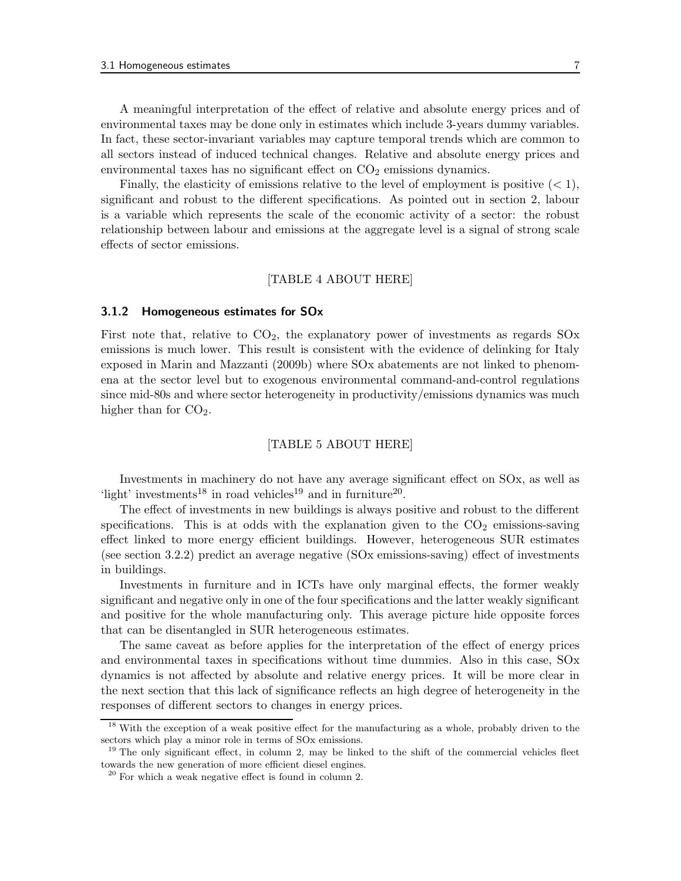A meaningful interpretation of the effect of relative and absolute energy prices and of environmental taxes may be done only in estimates which include 3-years dummy variables. In fact, these sector-invariant variables may capture temporal trends which are common to all sectors instead of induced technical changes. Relative and absolute energy prices and environmental taxes has no significant effect on $CO_2$ emissions dynamics.

Finally, the elasticity of emissions relative to the level of employment is positive ($< 1$), significant and robust to the different specifications. As pointed out in section 2, labour is a variable which represents the scale of the economic activity of a sector: the robust relationship between labour and emissions at the aggregate level is a signal of strong scale effects of sector emissions.

[TABLE 4 ABOUT HERE]

### 3.1.2 Homogeneous estimates for SOx

First note that, relative to $CO_2$, the explanatory power of investments as regards SOx emissions is much lower. This result is consistent with the evidence of delinking for Italy exposed in Marin and Mazzanti (2009b) where SOx abatements are not linked to phenomena at the sector level but to exogenous environmental command-and-control regulations since mid-80s and where sector heterogeneity in productivity/emissions dynamics was much higher than for $CO_2$.

[TABLE 5 ABOUT HERE]

Investments in machinery do not have any average significant effect on SOx, as well as 'light' investments[18] in road vehicles[19] and in furniture[20].

The effect of investments in new buildings is always positive and robust to the different specifications. This is at odds with the explanation given to the $CO_2$ emissions-saving effect linked to more energy efficient buildings. However, heterogeneous SUR estimates (see section 3.2.2) predict an average negative (SOx emissions-saving) effect of investments in buildings.

Investments in furniture and in ICTs have only marginal effects, the former weakly significant and negative only in one of the four specifications and the latter weakly significant and positive for the whole manufacturing only. This average picture hide opposite forces that can be disentangled in SUR heterogeneous estimates.

The same caveat as before applies for the interpretation of the effect of energy prices and environmental taxes in specifications without time dummies. Also in this case, SOx dynamics is not affected by absolute and relative energy prices. It will be more clear in the next section that this lack of significance reflects an high degree of heterogeneity in the responses of different sectors to changes in energy prices.

[18] With the exception of a weak positive effect for the manufacturing as a whole, probably driven to the sectors which play a minor role in terms of SOx emissions.

[19] The only significant effect, in column 2, may be linked to the shift of the commercial vehicles fleet towards the new generation of more efficient diesel engines.

[20] For which a weak negative effect is found in column 2.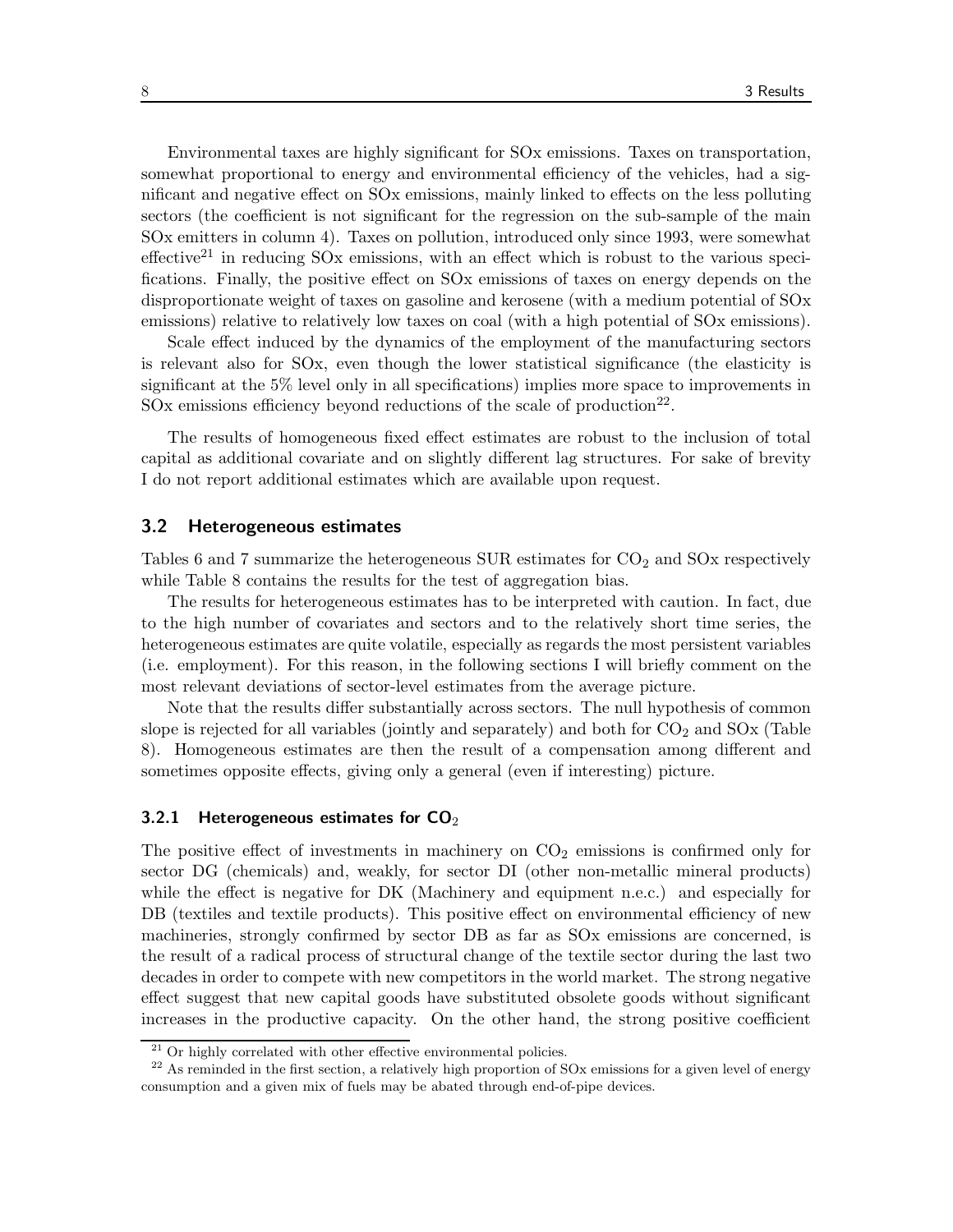Environmental taxes are highly significant for SOx emissions. Taxes on transportation, somewhat proportional to energy and environmental efficiency of the vehicles, had a significant and negative effect on SOx emissions, mainly linked to effects on the less polluting sectors (the coefficient is not significant for the regression on the sub-sample of the main SOx emitters in column 4). Taxes on pollution, introduced only since 1993, were somewhat effective[21] in reducing SOx emissions, with an effect which is robust to the various specifications. Finally, the positive effect on SOx emissions of taxes on energy depends on the disproportionate weight of taxes on gasoline and kerosene (with a medium potential of SOx emissions) relative to relatively low taxes on coal (with a high potential of SOx emissions).

Scale effect induced by the dynamics of the employment of the manufacturing sectors is relevant also for SOx, even though the lower statistical significance (the elasticity is significant at the 5% level only in all specifications) implies more space to improvements in SOx emissions efficiency beyond reductions of the scale of production[22].

The results of homogeneous fixed effect estimates are robust to the inclusion of total capital as additional covariate and on slightly different lag structures. For sake of brevity I do not report additional estimates which are available upon request.

## 3.2 Heterogeneous estimates

Tables 6 and 7 summarize the heterogeneous SUR estimates for $CO_2$ and SOx respectively while Table 8 contains the results for the test of aggregation bias.

The results for heterogeneous estimates has to be interpreted with caution. In fact, due to the high number of covariates and sectors and to the relatively short time series, the heterogeneous estimates are quite volatile, especially as regards the most persistent variables (i.e. employment). For this reason, in the following sections I will briefly comment on the most relevant deviations of sector-level estimates from the average picture.

Note that the results differ substantially across sectors. The null hypothesis of common slope is rejected for all variables (jointly and separately) and both for $CO_2$ and SOx (Table 8). Homogeneous estimates are then the result of a compensation among different and sometimes opposite effects, giving only a general (even if interesting) picture.

### 3.2.1 Heterogeneous estimates for $CO_2$

The positive effect of investments in machinery on $CO_2$ emissions is confirmed only for sector DG (chemicals) and, weakly, for sector DI (other non-metallic mineral products) while the effect is negative for DK (Machinery and equipment n.e.c.) and especially for DB (textiles and textile products). This positive effect on environmental efficiency of new machineries, strongly confirmed by sector DB as far as SOx emissions are concerned, is the result of a radical process of structural change of the textile sector during the last two decades in order to compete with new competitors in the world market. The strong negative effect suggest that new capital goods have substituted obsolete goods without significant increases in the productive capacity. On the other hand, the strong positive coefficient

[21] Or highly correlated with other effective environmental policies.

[22] As reminded in the first section, a relatively high proportion of SOx emissions for a given level of energy consumption and a given mix of fuels may be abated through end-of-pipe devices.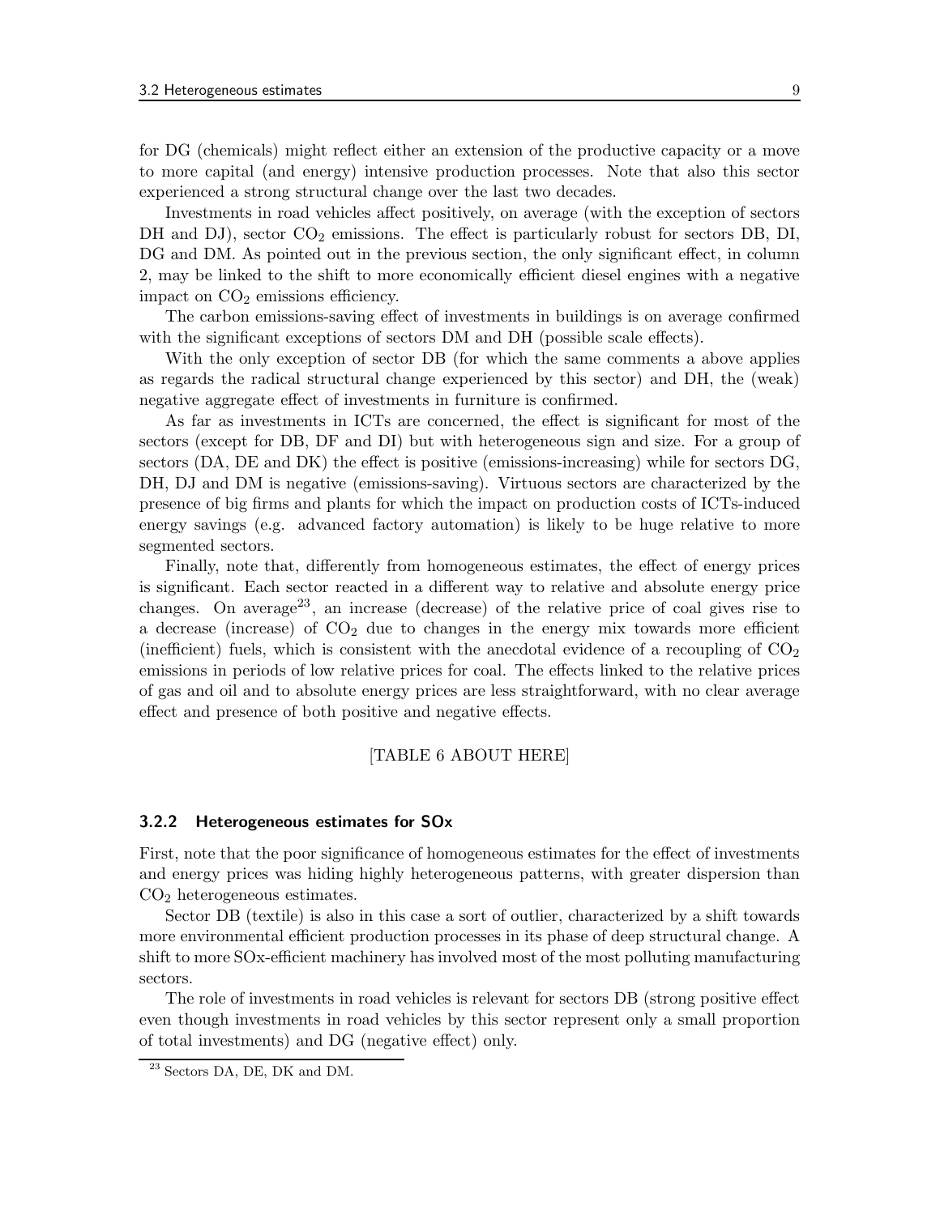for DG (chemicals) might reflect either an extension of the productive capacity or a move to more capital (and energy) intensive production processes. Note that also this sector experienced a strong structural change over the last two decades.

Investments in road vehicles affect positively, on average (with the exception of sectors DH and DJ), sector $CO_2$ emissions. The effect is particularly robust for sectors DB, DI, DG and DM. As pointed out in the previous section, the only significant effect, in column 2, may be linked to the shift to more economically efficient diesel engines with a negative impact on $CO_2$ emissions efficiency.

The carbon emissions-saving effect of investments in buildings is on average confirmed with the significant exceptions of sectors DM and DH (possible scale effects).

With the only exception of sector DB (for which the same comments a above applies as regards the radical structural change experienced by this sector) and DH, the (weak) negative aggregate effect of investments in furniture is confirmed.

As far as investments in ICTs are concerned, the effect is significant for most of the sectors (except for DB, DF and DI) but with heterogeneous sign and size. For a group of sectors (DA, DE and DK) the effect is positive (emissions-increasing) while for sectors DG, DH, DJ and DM is negative (emissions-saving). Virtuous sectors are characterized by the presence of big firms and plants for which the impact on production costs of ICTs-induced energy savings (e.g. advanced factory automation) is likely to be huge relative to more segmented sectors.

Finally, note that, differently from homogeneous estimates, the effect of energy prices is significant. Each sector reacted in a different way to relative and absolute energy price changes. On average[23], an increase (decrease) of the relative price of coal gives rise to a decrease (increase) of $CO_2$ due to changes in the energy mix towards more efficient (inefficient) fuels, which is consistent with the anecdotal evidence of a recoupling of $CO_2$ emissions in periods of low relative prices for coal. The effects linked to the relative prices of gas and oil and to absolute energy prices are less straightforward, with no clear average effect and presence of both positive and negative effects.

[TABLE 6 ABOUT HERE]

### 3.2.2 Heterogeneous estimates for SOx

First, note that the poor significance of homogeneous estimates for the effect of investments and energy prices was hiding highly heterogeneous patterns, with greater dispersion than $CO_2$ heterogeneous estimates.

Sector DB (textile) is also in this case a sort of outlier, characterized by a shift towards more environmental efficient production processes in its phase of deep structural change. A shift to more SOx-efficient machinery has involved most of the most polluting manufacturing sectors.

The role of investments in road vehicles is relevant for sectors DB (strong positive effect even though investments in road vehicles by this sector represent only a small proportion of total investments) and DG (negative effect) only.

[23] Sectors DA, DE, DK and DM.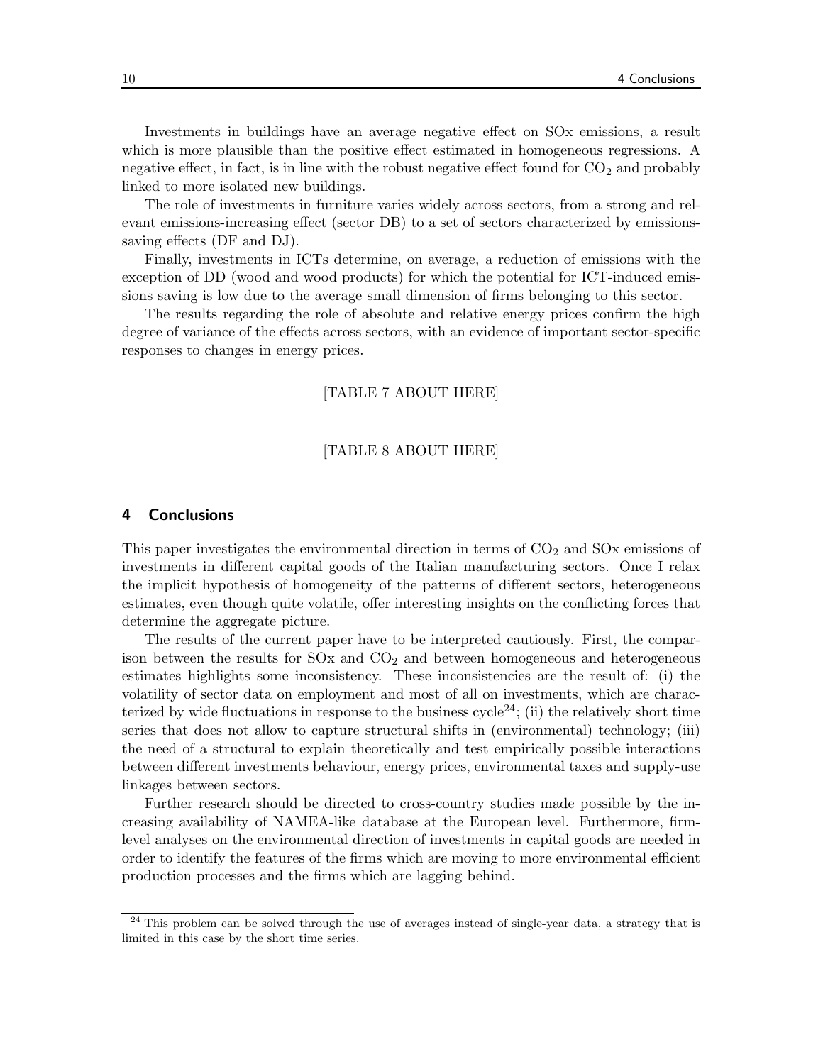Investments in buildings have an average negative effect on SOx emissions, a result which is more plausible than the positive effect estimated in homogeneous regressions. A negative effect, in fact, is in line with the robust negative effect found for $CO_2$ and probably linked to more isolated new buildings.

The role of investments in furniture varies widely across sectors, from a strong and relevant emissions-increasing effect (sector DB) to a set of sectors characterized by emissions-saving effects (DF and DJ).

Finally, investments in ICTs determine, on average, a reduction of emissions with the exception of DD (wood and wood products) for which the potential for ICT-induced emissions saving is low due to the average small dimension of firms belonging to this sector.

The results regarding the role of absolute and relative energy prices confirm the high degree of variance of the effects across sectors, with an evidence of important sector-specific responses to changes in energy prices.

[TABLE 7 ABOUT HERE]

[TABLE 8 ABOUT HERE]

## 4 Conclusions

This paper investigates the environmental direction in terms of $CO_2$ and SOx emissions of investments in different capital goods of the Italian manufacturing sectors. Once I relax the implicit hypothesis of homogeneity of the patterns of different sectors, heterogeneous estimates, even though quite volatile, offer interesting insights on the conflicting forces that determine the aggregate picture.

The results of the current paper have to be interpreted cautiously. First, the comparison between the results for SOx and $CO_2$ and between homogeneous and heterogeneous estimates highlights some inconsistency. These inconsistencies are the result of: (i) the volatility of sector data on employment and most of all on investments, which are characterized by wide fluctuations in response to the business cycle[24]; (ii) the relatively short time series that does not allow to capture structural shifts in (environmental) technology; (iii) the need of a structural to explain theoretically and test empirically possible interactions between different investments behaviour, energy prices, environmental taxes and supply-use linkages between sectors.

Further research should be directed to cross-country studies made possible by the increasing availability of NAMEA-like database at the European level. Furthermore, firm-level analyses on the environmental direction of investments in capital goods are needed in order to identify the features of the firms which are moving to more environmental efficient production processes and the firms which are lagging behind.

[24] This problem can be solved through the use of averages instead of single-year data, a strategy that is limited in this case by the short time series.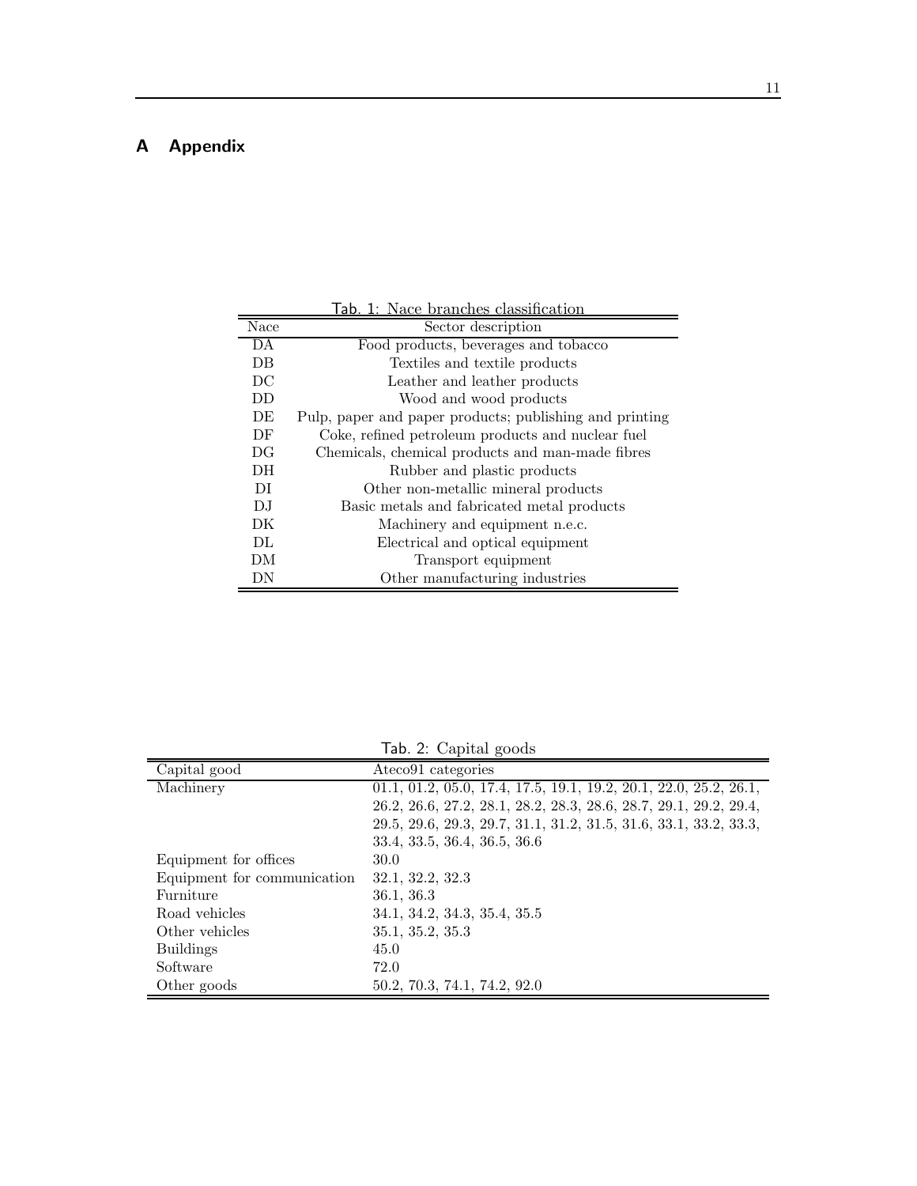# A Appendix

Tab. 1: Nace branches classification

| Nace | Sector description |
|---|---|
| DA | Food products, beverages and tobacco |
| DB | Textiles and textile products |
| DC | Leather and leather products |
| DD | Wood and wood products |
| DE | Pulp, paper and paper products; publishing and printing |
| DF | Coke, refined petroleum products and nuclear fuel |
| DG | Chemicals, chemical products and man-made fibres |
| DH | Rubber and plastic products |
| DI | Other non-metallic mineral products |
| DJ | Basic metals and fabricated metal products |
| DK | Machinery and equipment n.e.c. |
| DL | Electrical and optical equipment |
| DM | Transport equipment |
| DN | Other manufacturing industries |

Tab. 2: Capital goods

| Capital good | Ateco91 categories |
|---|---|
| Machinery | 01.1, 01.2, 05.0, 17.4, 17.5, 19.1, 19.2, 20.1, 22.0, 25.2, 26.1, 26.2, 26.6, 27.2, 28.1, 28.2, 28.3, 28.6, 28.7, 29.1, 29.2, 29.4, 29.5, 29.6, 29.3, 29.7, 31.1, 31.2, 31.5, 31.6, 33.1, 33.2, 33.3, 33.4, 33.5, 36.4, 36.5, 36.6 |
| Equipment for offices | 30.0 |
| Equipment for communication | 32.1, 32.2, 32.3 |
| Furniture | 36.1, 36.3 |
| Road vehicles | 34.1, 34.2, 34.3, 35.4, 35.5 |
| Other vehicles | 35.1, 35.2, 35.3 |
| Buildings | 45.0 |
| Software | 72.0 |
| Other goods | 50.2, 70.3, 74.1, 74.2, 92.0 |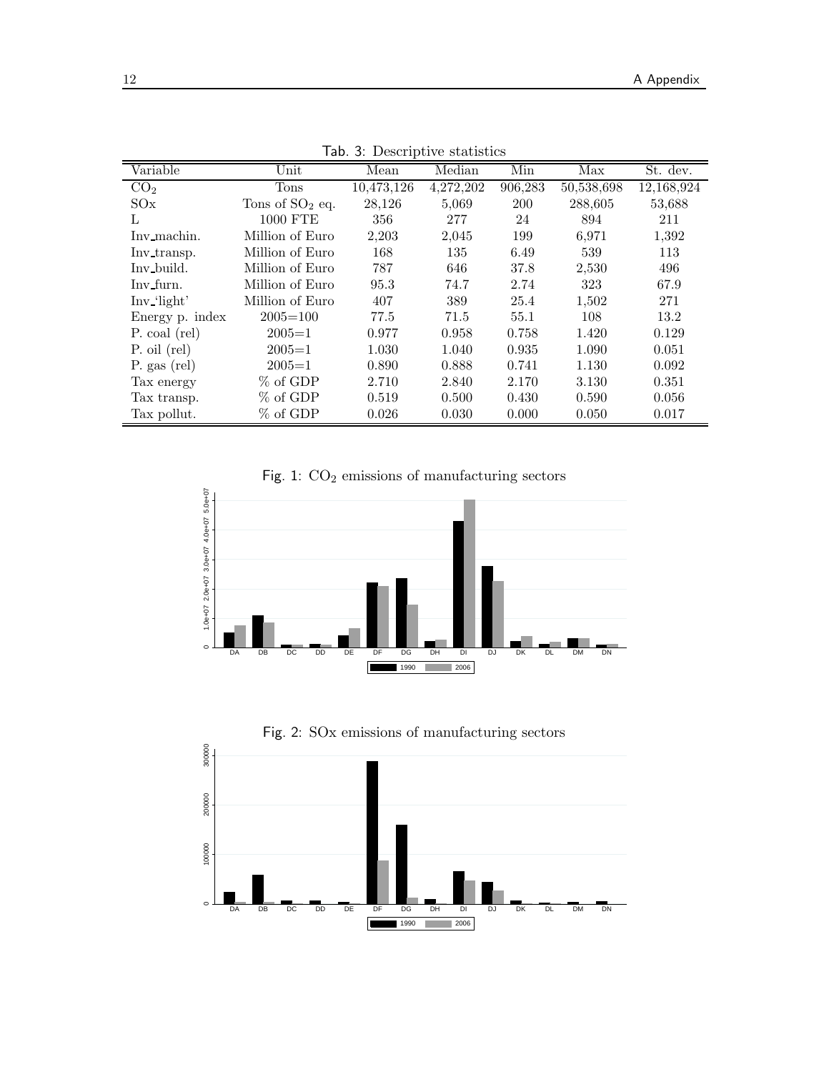Tab. 3: Descriptive statistics

| Variable | Unit | Mean | Median | Min | Max | St. dev. |
|---|---|---|---|---|---|---|
| $CO_2$ | Tons | 10,473,126 | 4,272,202 | 906,283 | 50,538,698 | 12,168,924 |
| SOx | Tons of $SO_2$ eq. | 28,126 | 5,069 | 200 | 288,605 | 53,688 |
| L | 1000 FTE | 356 | 277 | 24 | 894 | 211 |
| Inv_machin. | Million of Euro | 2,203 | 2,045 | 199 | 6,971 | 1,392 |
| Inv_transp. | Million of Euro | 168 | 135 | 6.49 | 539 | 113 |
| Inv_build. | Million of Euro | 787 | 646 | 37.8 | 2,530 | 496 |
| Inv_furn. | Million of Euro | 95.3 | 74.7 | 2.74 | 323 | 67.9 |
| Inv_'light' | Million of Euro | 407 | 389 | 25.4 | 1,502 | 271 |
| Energy p. index | 2005=100 | 77.5 | 71.5 | 55.1 | 108 | 13.2 |
| P. coal (rel) | 2005=1 | 0.977 | 0.958 | 0.758 | 1.420 | 0.129 |
| P. oil (rel) | 2005=1 | 1.030 | 1.040 | 0.935 | 1.090 | 0.051 |
| P. gas (rel) | 2005=1 | 0.890 | 0.888 | 0.741 | 1.130 | 0.092 |
| Tax energy | % of GDP | 2.710 | 2.840 | 2.170 | 3.130 | 0.351 |
| Tax transp. | % of GDP | 0.519 | 0.500 | 0.430 | 0.590 | 0.056 |
| Tax pollut. | % of GDP | 0.026 | 0.030 | 0.000 | 0.050 | 0.017 |

Fig. 1: $CO_2$ emissions of manufacturing sectors

Fig. 2: SOx emissions of manufacturing sectors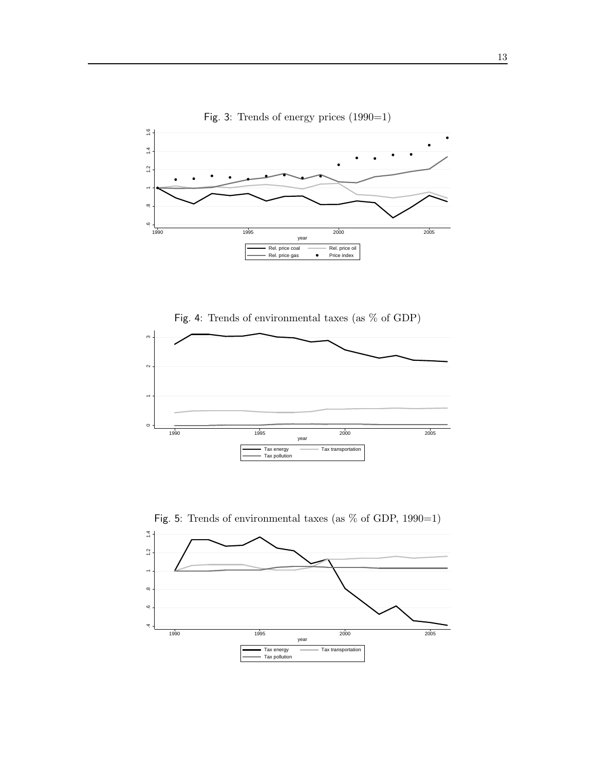Fig. 3: Trends of energy prices (1990=1)

Fig. 4: Trends of environmental taxes (as % of GDP)

Fig. 5: Trends of environmental taxes (as % of GDP, 1990=1)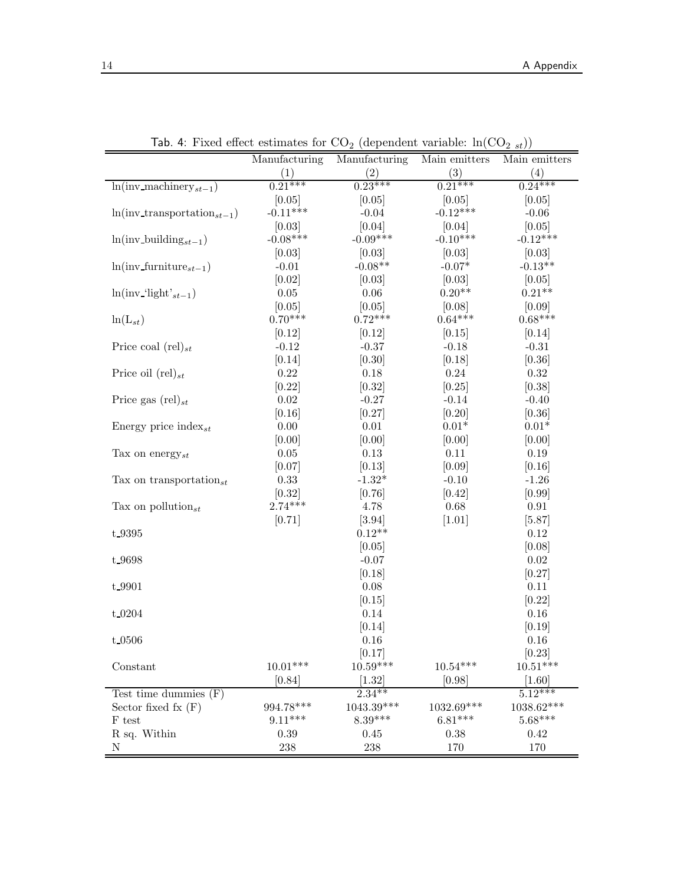Tab. 4: Fixed effect estimates for $CO_2$ (dependent variable: $\ln(CO_{2\ st})$)

| | Manufacturing (1) | Manufacturing (2) | Main emitters (3) | Main emitters (4) |
|---|---|---|---|---|
| $\ln(\text{inv\_machinery}_{st-1})$ | 0.21*** | 0.23*** | 0.21*** | 0.24*** |
| | [0.05] | [0.05] | [0.05] | [0.05] |
| $\ln(\text{inv\_transportation}_{st-1})$ | -0.11*** | -0.04 | -0.12*** | -0.06 |
| | [0.03] | [0.04] | [0.04] | [0.05] |
| $\ln(\text{inv\_building}_{st-1})$ | -0.08*** | -0.09*** | -0.10*** | -0.12*** |
| | [0.03] | [0.03] | [0.03] | [0.03] |
| $\ln(\text{inv\_furniture}_{st-1})$ | -0.01 | -0.08** | -0.07* | -0.13** |
| | [0.02] | [0.03] | [0.03] | [0.05] |
| $\ln(\text{inv\_'light'}_{st-1})$ | 0.05 | 0.06 | 0.20** | 0.21** |
| | [0.05] | [0.05] | [0.08] | [0.09] |
| $\ln(L_{st})$ | 0.70*** | 0.72*** | 0.64*** | 0.68*** |
| | [0.12] | [0.12] | [0.15] | [0.14] |
| Price coal $(\text{rel})_{st}$ | -0.12 | -0.37 | -0.18 | -0.31 |
| | [0.14] | [0.30] | [0.18] | [0.36] |
| Price oil $(\text{rel})_{st}$ | 0.22 | 0.18 | 0.24 | 0.32 |
| | [0.22] | [0.32] | [0.25] | [0.38] |
| Price gas $(\text{rel})_{st}$ | 0.02 | -0.27 | -0.14 | -0.40 |
| | [0.16] | [0.27] | [0.20] | [0.36] |
| Energy price $\text{index}_{st}$ | 0.00 | 0.01 | 0.01* | 0.01* |
| | [0.00] | [0.00] | [0.00] | [0.00] |
| Tax on $\text{energy}_{st}$ | 0.05 | 0.13 | 0.11 | 0.19 |
| | [0.07] | [0.13] | [0.09] | [0.16] |
| Tax on $\text{transportation}_{st}$ | 0.33 | -1.32* | -0.10 | -1.26 |
| | [0.32] | [0.76] | [0.42] | [0.99] |
| Tax on $\text{pollution}_{st}$ | 2.74*** | 4.78 | 0.68 | 0.91 |
| | [0.71] | [3.94] | [1.01] | [5.87] |
| t_9395 | | 0.12** | | 0.12 |
| | | [0.05] | | [0.08] |
| t_9698 | | -0.07 | | 0.02 |
| | | [0.18] | | [0.27] |
| t_9901 | | 0.08 | | 0.11 |
| | | [0.15] | | [0.22] |
| t_0204 | | 0.14 | | 0.16 |
| | | [0.14] | | [0.19] |
| t_0506 | | 0.16 | | 0.16 |
| | | [0.17] | | [0.23] |
| Constant | 10.01*** | 10.59*** | 10.54*** | 10.51*** |
| | [0.84] | [1.32] | [0.98] | [1.60] |
| Test time dummies (F) | | 2.34** | | 5.12*** |
| Sector fixed fx (F) | 994.78*** | 1043.39*** | 1032.69*** | 1038.62*** |
| F test | 9.11*** | 8.39*** | 6.81*** | 5.68*** |
| R sq. Within | 0.39 | 0.45 | 0.38 | 0.42 |
| N | 238 | 238 | 170 | 170 |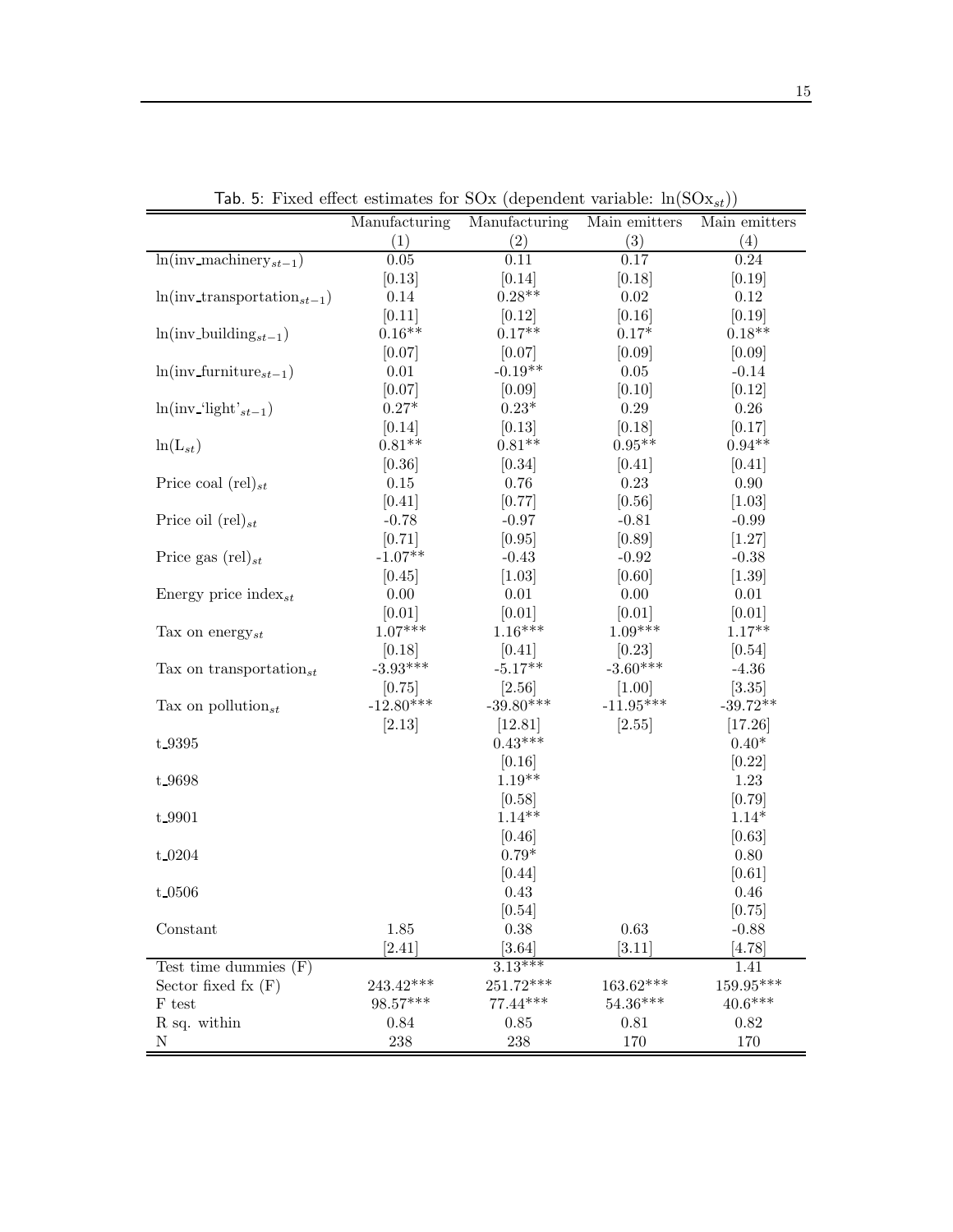Tab. 5: Fixed effect estimates for SOx (dependent variable: $\ln(\text{SOx}_{st})$)

| | Manufacturing (1) | Manufacturing (2) | Main emitters (3) | Main emitters (4) |
|---|---|---|---|---|
| $\ln(\text{inv\_machinery}_{st-1})$ | 0.05 | 0.11 | 0.17 | 0.24 |
| | [0.13] | [0.14] | [0.18] | [0.19] |
| $\ln(\text{inv\_transportation}_{st-1})$ | 0.14 | 0.28** | 0.02 | 0.12 |
| | [0.11] | [0.12] | [0.16] | [0.19] |
| $\ln(\text{inv\_building}_{st-1})$ | 0.16** | 0.17** | 0.17* | 0.18** |
| | [0.07] | [0.07] | [0.09] | [0.09] |
| $\ln(\text{inv\_furniture}_{st-1})$ | 0.01 | -0.19** | 0.05 | -0.14 |
| | [0.07] | [0.09] | [0.10] | [0.12] |
| $\ln(\text{inv\_'light'}_{st-1})$ | 0.27* | 0.23* | 0.29 | 0.26 |
| | [0.14] | [0.13] | [0.18] | [0.17] |
| $\ln(\text{L}_{st})$ | 0.81** | 0.81** | 0.95** | 0.94** |
| | [0.36] | [0.34] | [0.41] | [0.41] |
| Price coal $(\text{rel})_{st}$ | 0.15 | 0.76 | 0.23 | 0.90 |
| | [0.41] | [0.77] | [0.56] | [1.03] |
| Price oil $(\text{rel})_{st}$ | -0.78 | -0.97 | -0.81 | -0.99 |
| | [0.71] | [0.95] | [0.89] | [1.27] |
| Price gas $(\text{rel})_{st}$ | -1.07** | -0.43 | -0.92 | -0.38 |
| | [0.45] | [1.03] | [0.60] | [1.39] |
| Energy price $\text{index}_{st}$ | 0.00 | 0.01 | 0.00 | 0.01 |
| | [0.01] | [0.01] | [0.01] | [0.01] |
| Tax on $\text{energy}_{st}$ | 1.07*** | 1.16*** | 1.09*** | 1.17** |
| | [0.18] | [0.41] | [0.23] | [0.54] |
| Tax on $\text{transportation}_{st}$ | -3.93*** | -5.17** | -3.60*** | -4.36 |
| | [0.75] | [2.56] | [1.00] | [3.35] |
| Tax on $\text{pollution}_{st}$ | -12.80*** | -39.80*** | -11.95*** | -39.72** |
| | [2.13] | [12.81] | [2.55] | [17.26] |
| t_9395 | | 0.43*** | | 0.40* |
| | | [0.16] | | [0.22] |
| t_9698 | | 1.19** | | 1.23 |
| | | [0.58] | | [0.79] |
| t_9901 | | 1.14** | | 1.14* |
| | | [0.46] | | [0.63] |
| t_0204 | | 0.79* | | 0.80 |
| | | [0.44] | | [0.61] |
| t_0506 | | 0.43 | | 0.46 |
| | | [0.54] | | [0.75] |
| Constant | 1.85 | 0.38 | 0.63 | -0.88 |
| | [2.41] | [3.64] | [3.11] | [4.78] |
| Test time dummies (F) | | 3.13*** | | 1.41 |
| Sector fixed fx (F) | 243.42*** | 251.72*** | 163.62*** | 159.95*** |
| F test | 98.57*** | 77.44*** | 54.36*** | 40.6*** |
| R sq. within | 0.84 | 0.85 | 0.81 | 0.82 |
| N | 238 | 238 | 170 | 170 |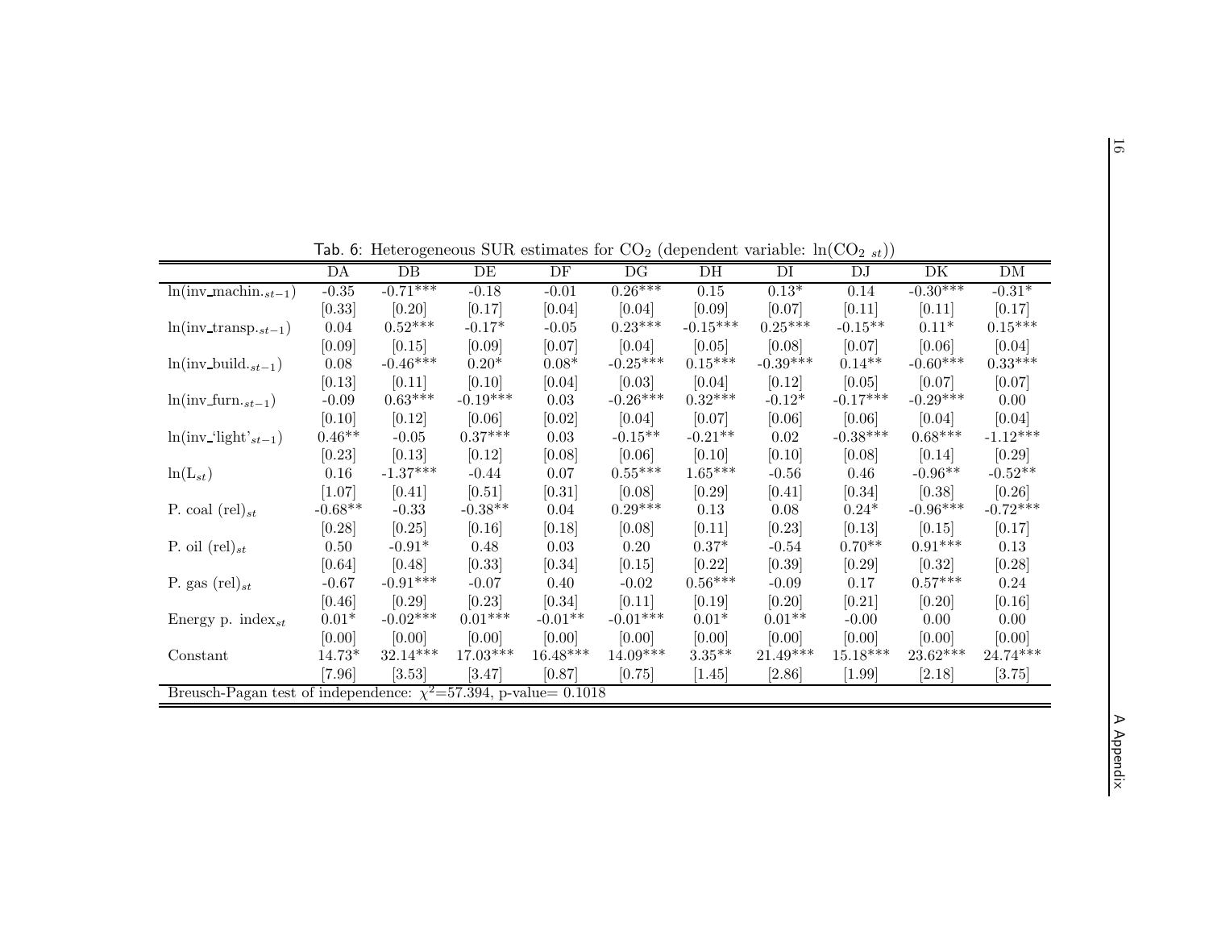Tab. 6: Heterogeneous SUR estimates for $CO_2$ (dependent variable: $\ln(CO_{2\ st})$)

| | DA | DB | DE | DF | DG | DH | DI | DJ | DK | DM |
|---|---|---|---|---|---|---|---|---|---|---|
| $\ln(\text{inv\_machin.}_{st-1})$ | -0.35 | -0.71*** | -0.18 | -0.01 | 0.26*** | 0.15 | 0.13* | 0.14 | -0.30*** | -0.31* |
| | [0.33] | [0.20] | [0.17] | [0.04] | [0.04] | [0.09] | [0.07] | [0.11] | [0.11] | [0.17] |
| $\ln(\text{inv\_transp.}_{st-1})$ | 0.04 | 0.52*** | -0.17* | -0.05 | 0.23*** | -0.15*** | 0.25*** | -0.15** | 0.11* | 0.15*** |
| | [0.09] | [0.15] | [0.09] | [0.07] | [0.04] | [0.05] | [0.08] | [0.07] | [0.06] | [0.04] |
| $\ln(\text{inv\_build.}_{st-1})$ | 0.08 | -0.46*** | 0.20* | 0.08* | -0.25*** | 0.15*** | -0.39*** | 0.14** | -0.60*** | 0.33*** |
| | [0.13] | [0.11] | [0.10] | [0.04] | [0.03] | [0.04] | [0.12] | [0.05] | [0.07] | [0.07] |
| $\ln(\text{inv\_furn.}_{st-1})$ | -0.09 | 0.63*** | -0.19*** | 0.03 | -0.26*** | 0.32*** | -0.12* | -0.17*** | -0.29*** | 0.00 |
| | [0.10] | [0.12] | [0.06] | [0.02] | [0.04] | [0.07] | [0.06] | [0.06] | [0.04] | [0.04] |
| $\ln(\text{inv\_`light'}_{st-1})$ | 0.46** | -0.05 | 0.37*** | 0.03 | -0.15** | -0.21** | 0.02 | -0.38*** | 0.68*** | -1.12*** |
| | [0.23] | [0.13] | [0.12] | [0.08] | [0.06] | [0.10] | [0.10] | [0.08] | [0.14] | [0.29] |
| $\ln(L_{st})$ | 0.16 | -1.37*** | -0.44 | 0.07 | 0.55*** | 1.65*** | -0.56 | 0.46 | -0.96** | -0.52** |
| | [1.07] | [0.41] | [0.51] | [0.31] | [0.08] | [0.29] | [0.41] | [0.34] | [0.38] | [0.26] |
| P. coal $(\text{rel})_{st}$ | -0.68** | -0.33 | -0.38** | 0.04 | 0.29*** | 0.13 | 0.08 | 0.24* | -0.96*** | -0.72*** |
| | [0.28] | [0.25] | [0.16] | [0.18] | [0.08] | [0.11] | [0.23] | [0.13] | [0.15] | [0.17] |
| P. oil $(\text{rel})_{st}$ | 0.50 | -0.91* | 0.48 | 0.03 | 0.20 | 0.37* | -0.54 | 0.70** | 0.91*** | 0.13 |
| | [0.64] | [0.48] | [0.33] | [0.34] | [0.15] | [0.22] | [0.39] | [0.29] | [0.32] | [0.28] |
| P. gas $(\text{rel})_{st}$ | -0.67 | -0.91*** | -0.07 | 0.40 | -0.02 | 0.56*** | -0.09 | 0.17 | 0.57*** | 0.24 |
| | [0.46] | [0.29] | [0.23] | [0.34] | [0.11] | [0.19] | [0.20] | [0.21] | [0.20] | [0.16] |
| Energy p. $\text{index}_{st}$ | 0.01* | -0.02*** | 0.01*** | -0.01** | -0.01*** | 0.01* | 0.01** | -0.00 | 0.00 | 0.00 |
| | [0.00] | [0.00] | [0.00] | [0.00] | [0.00] | [0.00] | [0.00] | [0.00] | [0.00] | [0.00] |
| Constant | 14.73* | 32.14*** | 17.03*** | 16.48*** | 14.09*** | 3.35** | 21.49*** | 15.18*** | 23.62*** | 24.74*** |
| | [7.96] | [3.53] | [3.47] | [0.87] | [0.75] | [1.45] | [2.86] | [1.99] | [2.18] | [3.75] |
| Breusch-Pagan test of independence: $\chi^2$=57.394, p-value= 0.1018 | | | | | | | | | | |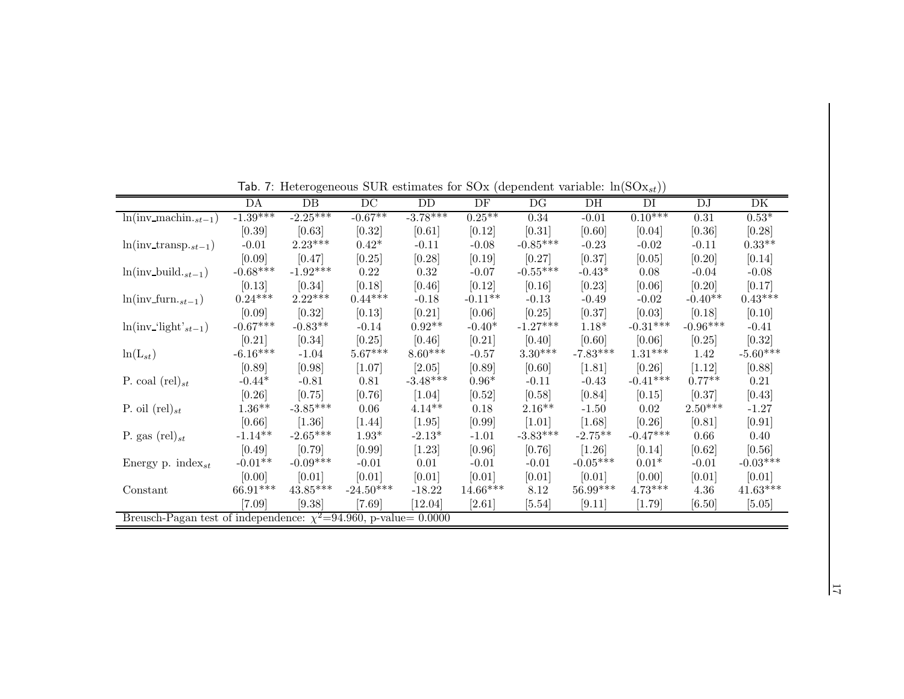Tab. 7: Heterogeneous SUR estimates for SOx (dependent variable: $\ln(\text{SOx}_{st})$)

| | DA | DB | DC | DD | DF | DG | DH | DI | DJ | DK |
|---|---|---|---|---|---|---|---|---|---|---|
| $\ln(\text{inv\_machin.}_{st-1})$ | -1.39*** | -2.25*** | -0.67** | -3.78*** | 0.25** | 0.34 | -0.01 | 0.10*** | 0.31 | 0.53* |
| | [0.39] | [0.63] | [0.32] | [0.61] | [0.12] | [0.31] | [0.60] | [0.04] | [0.36] | [0.28] |
| $\ln(\text{inv\_transp.}_{st-1})$ | -0.01 | 2.23*** | 0.42* | -0.11 | -0.08 | -0.85*** | -0.23 | -0.02 | -0.11 | 0.33** |
| | [0.09] | [0.47] | [0.25] | [0.28] | [0.19] | [0.27] | [0.37] | [0.05] | [0.20] | [0.14] |
| $\ln(\text{inv\_build.}_{st-1})$ | -0.68*** | -1.92*** | 0.22 | 0.32 | -0.07 | -0.55*** | -0.43* | 0.08 | -0.04 | -0.08 |
| | [0.13] | [0.34] | [0.18] | [0.46] | [0.12] | [0.16] | [0.23] | [0.06] | [0.20] | [0.17] |
| $\ln(\text{inv\_furn.}_{st-1})$ | 0.24*** | 2.22*** | 0.44*** | -0.18 | -0.11** | -0.13 | -0.49 | -0.02 | -0.40** | 0.43*** |
| | [0.09] | [0.32] | [0.13] | [0.21] | [0.06] | [0.25] | [0.37] | [0.03] | [0.18] | [0.10] |
| $\ln(\text{inv\_'light'}_{st-1})$ | -0.67*** | -0.83** | -0.14 | 0.92** | -0.40* | -1.27*** | 1.18* | -0.31*** | -0.96*** | -0.41 |
| | [0.21] | [0.34] | [0.25] | [0.46] | [0.21] | [0.40] | [0.60] | [0.06] | [0.25] | [0.32] |
| $\ln(\text{L}_{st})$ | -6.16*** | -1.04 | 5.67*** | 8.60*** | -0.57 | 3.30*** | -7.83*** | 1.31*** | 1.42 | -5.60*** |
| | [0.89] | [0.98] | [1.07] | [2.05] | [0.89] | [0.60] | [1.81] | [0.26] | [1.12] | [0.88] |
| P. coal $(\text{rel})_{st}$ | -0.44* | -0.81 | 0.81 | -3.48*** | 0.96* | -0.11 | -0.43 | -0.41*** | 0.77** | 0.21 |
| | [0.26] | [0.75] | [0.76] | [1.04] | [0.52] | [0.58] | [0.84] | [0.15] | [0.37] | [0.43] |
| P. oil $(\text{rel})_{st}$ | 1.36** | -3.85*** | 0.06 | 4.14** | 0.18 | 2.16** | -1.50 | 0.02 | 2.50*** | -1.27 |
| | [0.66] | [1.36] | [1.44] | [1.95] | [0.99] | [1.01] | [1.68] | [0.26] | [0.81] | [0.91] |
| P. gas $(\text{rel})_{st}$ | -1.14** | -2.65*** | 1.93* | -2.13* | -1.01 | -3.83*** | -2.75** | -0.47*** | 0.66 | 0.40 |
| | [0.49] | [0.79] | [0.99] | [1.23] | [0.96] | [0.76] | [1.26] | [0.14] | [0.62] | [0.56] |
| Energy p. $\text{index}_{st}$ | -0.01** | -0.09*** | -0.01 | 0.01 | -0.01 | -0.01 | -0.05*** | 0.01* | -0.01 | -0.03*** |
| | [0.00] | [0.01] | [0.01] | [0.01] | [0.01] | [0.01] | [0.01] | [0.00] | [0.01] | [0.01] |
| Constant | 66.91*** | 43.85*** | -24.50*** | -18.22 | 14.66*** | 8.12 | 56.99*** | 4.73*** | 4.36 | 41.63*** |
| | [7.09] | [9.38] | [7.69] | [12.04] | [2.61] | [5.54] | [9.11] | [1.79] | [6.50] | [5.05] |
| Breusch-Pagan test of independence: $\chi^2$=94.960, p-value= 0.0000 | | | | | | | | | | |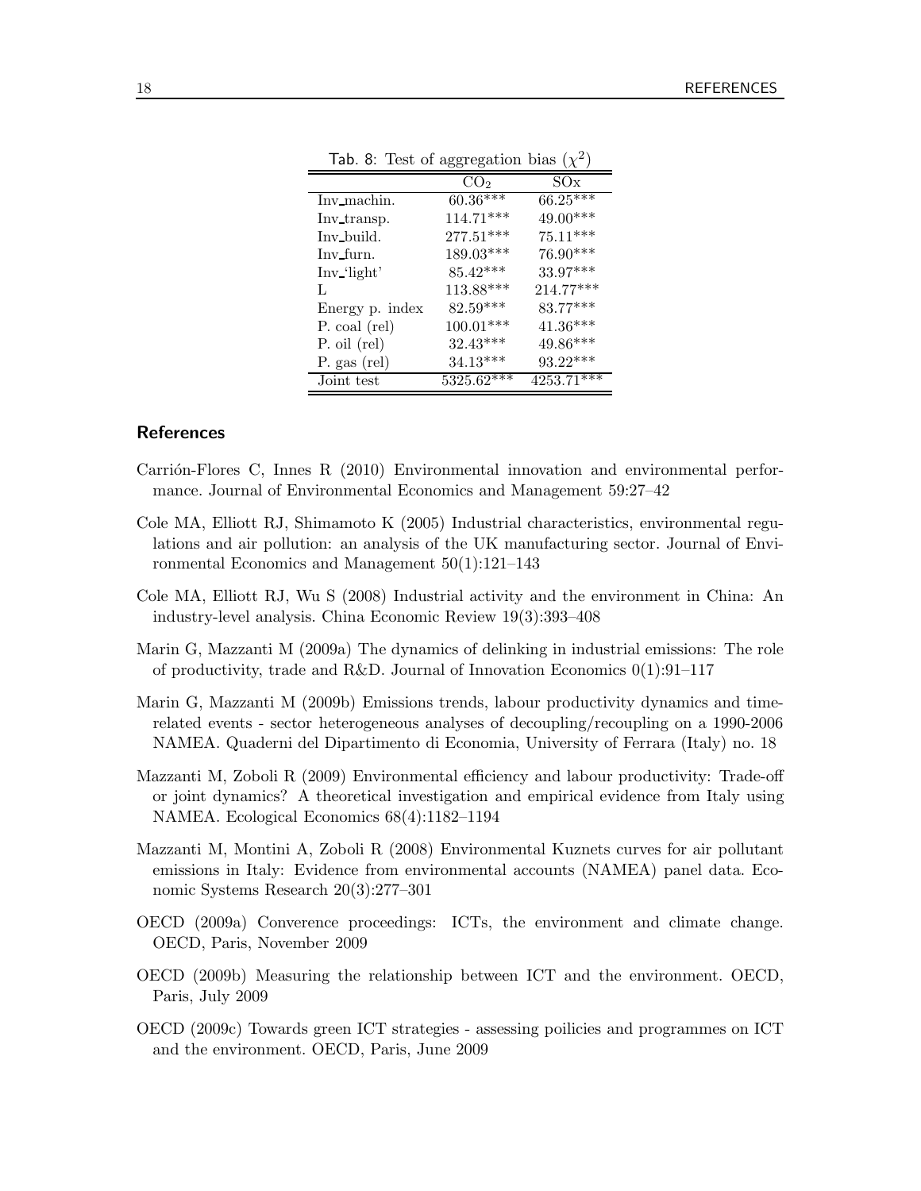Tab. 8: Test of aggregation bias ($\chi^2$)

| | $CO_2$ | SOx |
|---|---|---|
| Inv_machin. | 60.36*** | 66.25*** |
| Inv_transp. | 114.71*** | 49.00*** |
| Inv_build. | 277.51*** | 75.11*** |
| Inv_furn. | 189.03*** | 76.90*** |
| Inv_'light' | 85.42*** | 33.97*** |
| L | 113.88*** | 214.77*** |
| Energy p. index | 82.59*** | 83.77*** |
| P. coal (rel) | 100.01*** | 41.36*** |
| P. oil (rel) | 32.43*** | 49.86*** |
| P. gas (rel) | 34.13*** | 93.22*** |
| Joint test | 5325.62*** | 4253.71*** |

## References

Carrión-Flores C, Innes R (2010) Environmental innovation and environmental performance. Journal of Environmental Economics and Management 59:27–42

Cole MA, Elliott RJ, Shimamoto K (2005) Industrial characteristics, environmental regulations and air pollution: an analysis of the UK manufacturing sector. Journal of Environmental Economics and Management 50(1):121–143

Cole MA, Elliott RJ, Wu S (2008) Industrial activity and the environment in China: An industry-level analysis. China Economic Review 19(3):393–408

Marin G, Mazzanti M (2009a) The dynamics of delinking in industrial emissions: The role of productivity, trade and R&D. Journal of Innovation Economics 0(1):91–117

Marin G, Mazzanti M (2009b) Emissions trends, labour productivity dynamics and time-related events - sector heterogeneous analyses of decoupling/recoupling on a 1990-2006 NAMEA. Quaderni del Dipartimento di Economia, University of Ferrara (Italy) no. 18

Mazzanti M, Zoboli R (2009) Environmental efficiency and labour productivity: Trade-off or joint dynamics? A theoretical investigation and empirical evidence from Italy using NAMEA. Ecological Economics 68(4):1182–1194

Mazzanti M, Montini A, Zoboli R (2008) Environmental Kuznets curves for air pollutant emissions in Italy: Evidence from environmental accounts (NAMEA) panel data. Economic Systems Research 20(3):277–301

OECD (2009a) Converence proceedings: ICTs, the environment and climate change. OECD, Paris, November 2009

OECD (2009b) Measuring the relationship between ICT and the environment. OECD, Paris, July 2009

OECD (2009c) Towards green ICT strategies - assessing poilicies and programmes on ICT and the environment. OECD, Paris, June 2009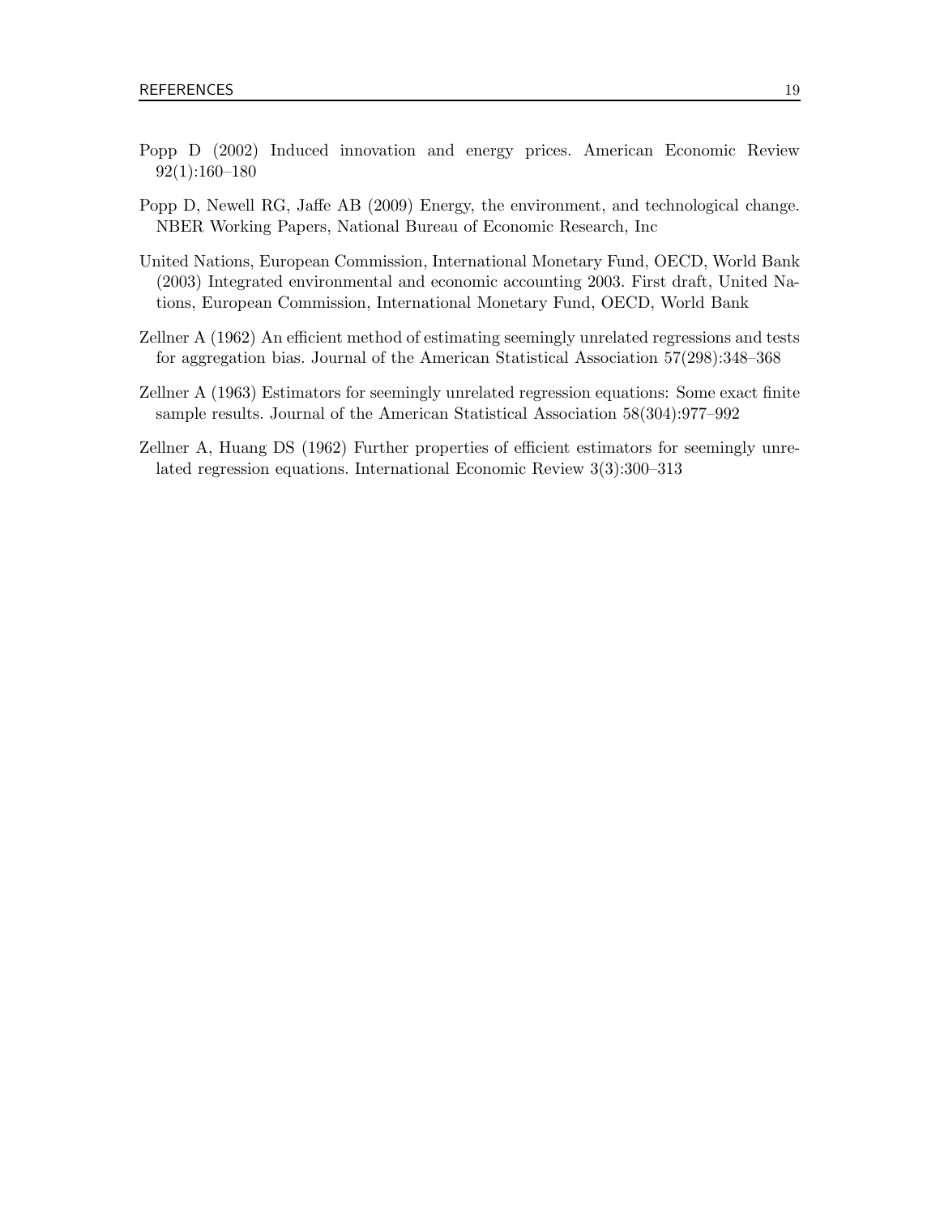Popp D (2002) Induced innovation and energy prices. American Economic Review 92(1):160–180

Popp D, Newell RG, Jaffe AB (2009) Energy, the environment, and technological change. NBER Working Papers, National Bureau of Economic Research, Inc

United Nations, European Commission, International Monetary Fund, OECD, World Bank (2003) Integrated environmental and economic accounting 2003. First draft, United Nations, European Commission, International Monetary Fund, OECD, World Bank

Zellner A (1962) An efficient method of estimating seemingly unrelated regressions and tests for aggregation bias. Journal of the American Statistical Association 57(298):348–368

Zellner A (1963) Estimators for seemingly unrelated regression equations: Some exact finite sample results. Journal of the American Statistical Association 58(304):977–992

Zellner A, Huang DS (1962) Further properties of efficient estimators for seemingly unrelated regression equations. International Economic Review 3(3):300–313